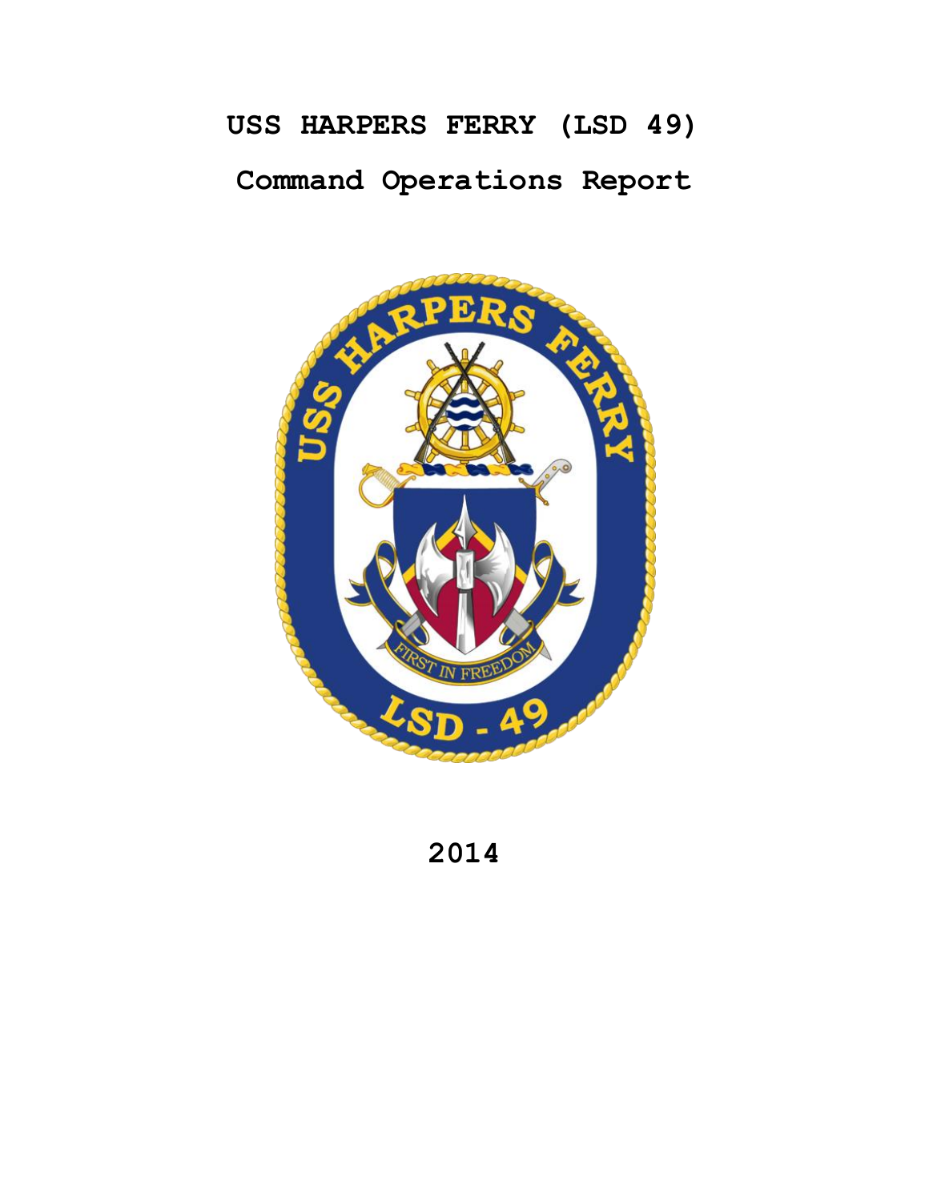# USS HARPERS FERRY (LSD 49)

## Command Operations Report

2014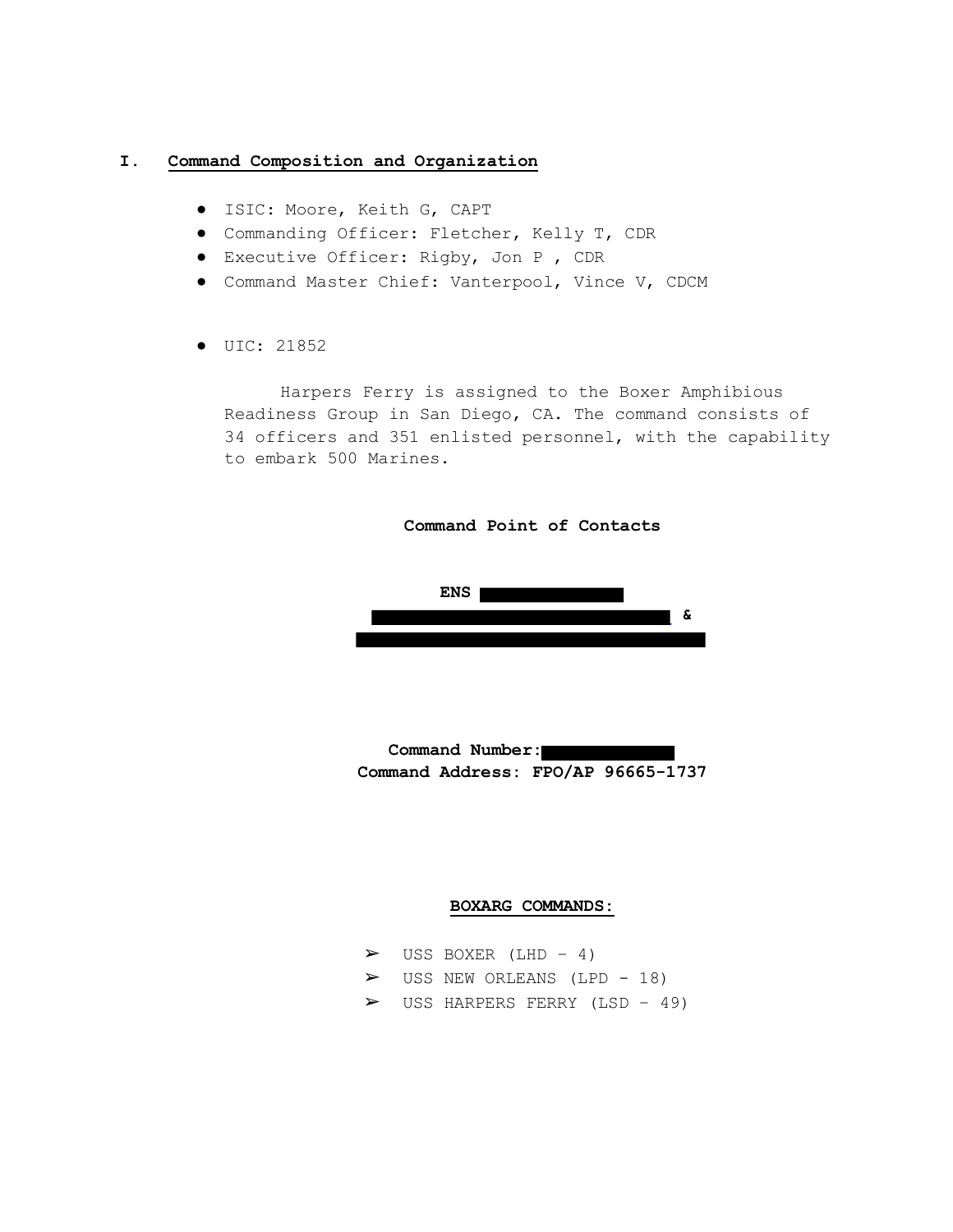## I. Command Composition and Organization

- ISIC: Moore, Keith G, CAPT
- Commanding Officer: Fletcher, Kelly T, CDR
- Executive Officer: Rigby, Jon P , CDR
- Command Master Chief: Vanterpool, Vince V, CDCM

- UIC: 21852

Harpers Ferry is assigned to the Boxer Amphibious Readiness Group in San Diego, CA. The command consists of 34 officers and 351 enlisted personnel, with the capability to embark 500 Marines.

**Command Point of Contacts**

**ENS** ███████
████████████████ **&**
████████████████████

**Command Number:** ███████
**Command Address: FPO/AP 96665-1737**

**BOXARG COMMANDS:**

- USS BOXER (LHD – 4)
- USS NEW ORLEANS (LPD - 18)
- USS HARPERS FERRY (LSD – 49)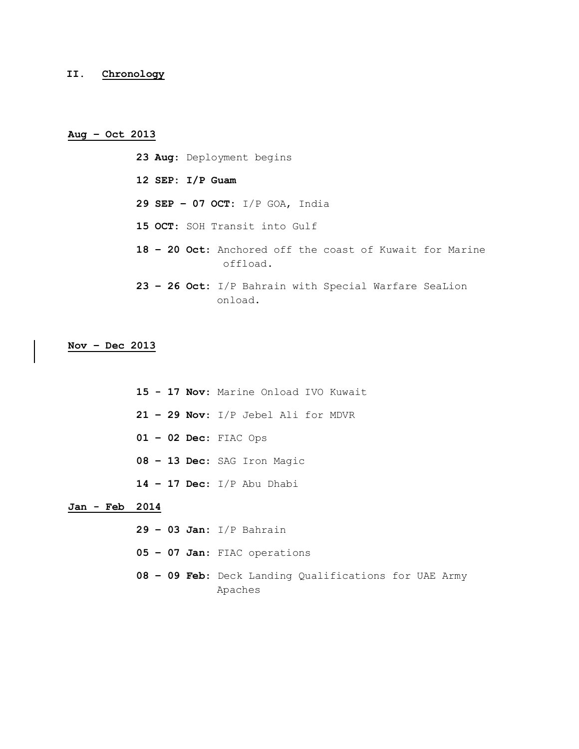## II. Chronology

**Aug – Oct 2013**

- **23 Aug**: Deployment begins
- **12 SEP: I/P Guam**
- **29 SEP – 07 OCT**: I/P GOA, India
- **15 OCT**: SOH Transit into Gulf
- **18 – 20 Oct**: Anchored off the coast of Kuwait for Marine offload.
- **23 – 26 Oct**: I/P Bahrain with Special Warfare SeaLion onload.

**Nov – Dec 2013**

- **15 - 17 Nov**: Marine Onload IVO Kuwait
- **21 – 29 Nov**: I/P Jebel Ali for MDVR
- **01 – 02 Dec**: FIAC Ops
- **08 – 13 Dec**: SAG Iron Magic
- **14 – 17 Dec**: I/P Abu Dhabi

**Jan - Feb 2014**

- **29 – 03 Jan**: I/P Bahrain
- **05 – 07 Jan**: FIAC operations
- **08 – 09 Feb**: Deck Landing Qualifications for UAE Army Apaches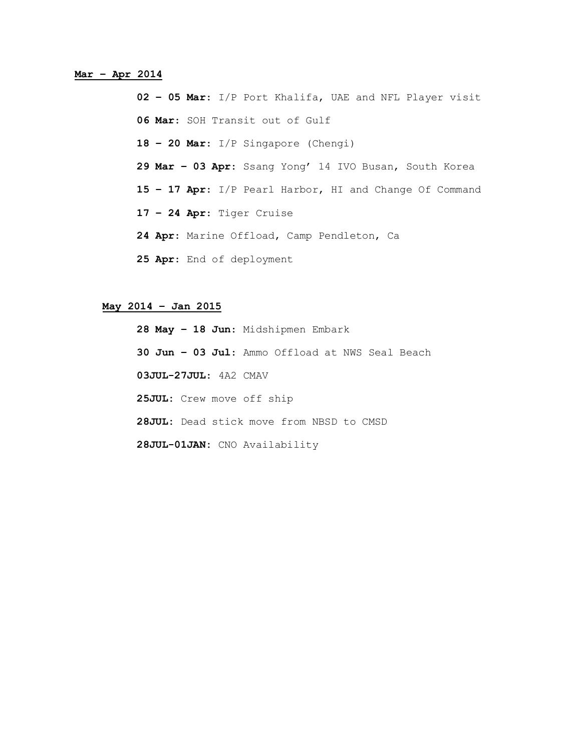**Mar – Apr 2014**

- **02 – 05 Mar:** I/P Port Khalifa, UAE and NFL Player visit
- **06 Mar:** SOH Transit out of Gulf
- **18 – 20 Mar:** I/P Singapore (Chengi)
- **29 Mar – 03 Apr:** Ssang Yong' 14 IVO Busan, South Korea
- **15 – 17 Apr:** I/P Pearl Harbor, HI and Change Of Command
- **17 – 24 Apr:** Tiger Cruise
- **24 Apr:** Marine Offload, Camp Pendleton, Ca
- **25 Apr:** End of deployment

**May 2014 – Jan 2015**

- **28 May – 18 Jun:** Midshipmen Embark
- **30 Jun – 03 Jul:** Ammo Offload at NWS Seal Beach
- **03JUL-27JUL:** 4A2 CMAV
- **25JUL:** Crew move off ship
- **28JUL:** Dead stick move from NBSD to CMSD
- **28JUL-01JAN:** CNO Availability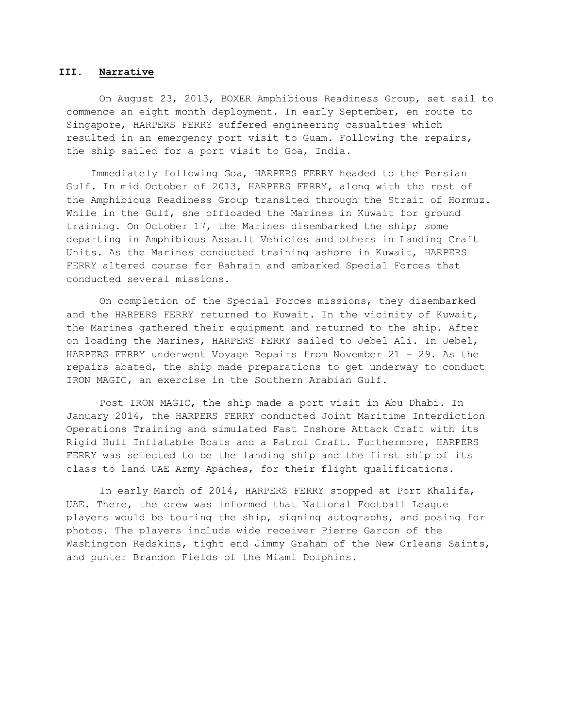## III. Narrative

On August 23, 2013, BOXER Amphibious Readiness Group, set sail to commence an eight month deployment. In early September, en route to Singapore, HARPERS FERRY suffered engineering casualties which resulted in an emergency port visit to Guam. Following the repairs, the ship sailed for a port visit to Goa, India.

Immediately following Goa, HARPERS FERRY headed to the Persian Gulf. In mid October of 2013, HARPERS FERRY, along with the rest of the Amphibious Readiness Group transited through the Strait of Hormuz. While in the Gulf, she offloaded the Marines in Kuwait for ground training. On October 17, the Marines disembarked the ship; some departing in Amphibious Assault Vehicles and others in Landing Craft Units. As the Marines conducted training ashore in Kuwait, HARPERS FERRY altered course for Bahrain and embarked Special Forces that conducted several missions.

On completion of the Special Forces missions, they disembarked and the HARPERS FERRY returned to Kuwait. In the vicinity of Kuwait, the Marines gathered their equipment and returned to the ship. After on loading the Marines, HARPERS FERRY sailed to Jebel Ali. In Jebel, HARPERS FERRY underwent Voyage Repairs from November 21 – 29. As the repairs abated, the ship made preparations to get underway to conduct IRON MAGIC, an exercise in the Southern Arabian Gulf.

Post IRON MAGIC, the ship made a port visit in Abu Dhabi. In January 2014, the HARPERS FERRY conducted Joint Maritime Interdiction Operations Training and simulated Fast Inshore Attack Craft with its Rigid Hull Inflatable Boats and a Patrol Craft. Furthermore, HARPERS FERRY was selected to be the landing ship and the first ship of its class to land UAE Army Apaches, for their flight qualifications.

In early March of 2014, HARPERS FERRY stopped at Port Khalifa, UAE. There, the crew was informed that National Football League players would be touring the ship, signing autographs, and posing for photos. The players include wide receiver Pierre Garcon of the Washington Redskins, tight end Jimmy Graham of the New Orleans Saints, and punter Brandon Fields of the Miami Dolphins.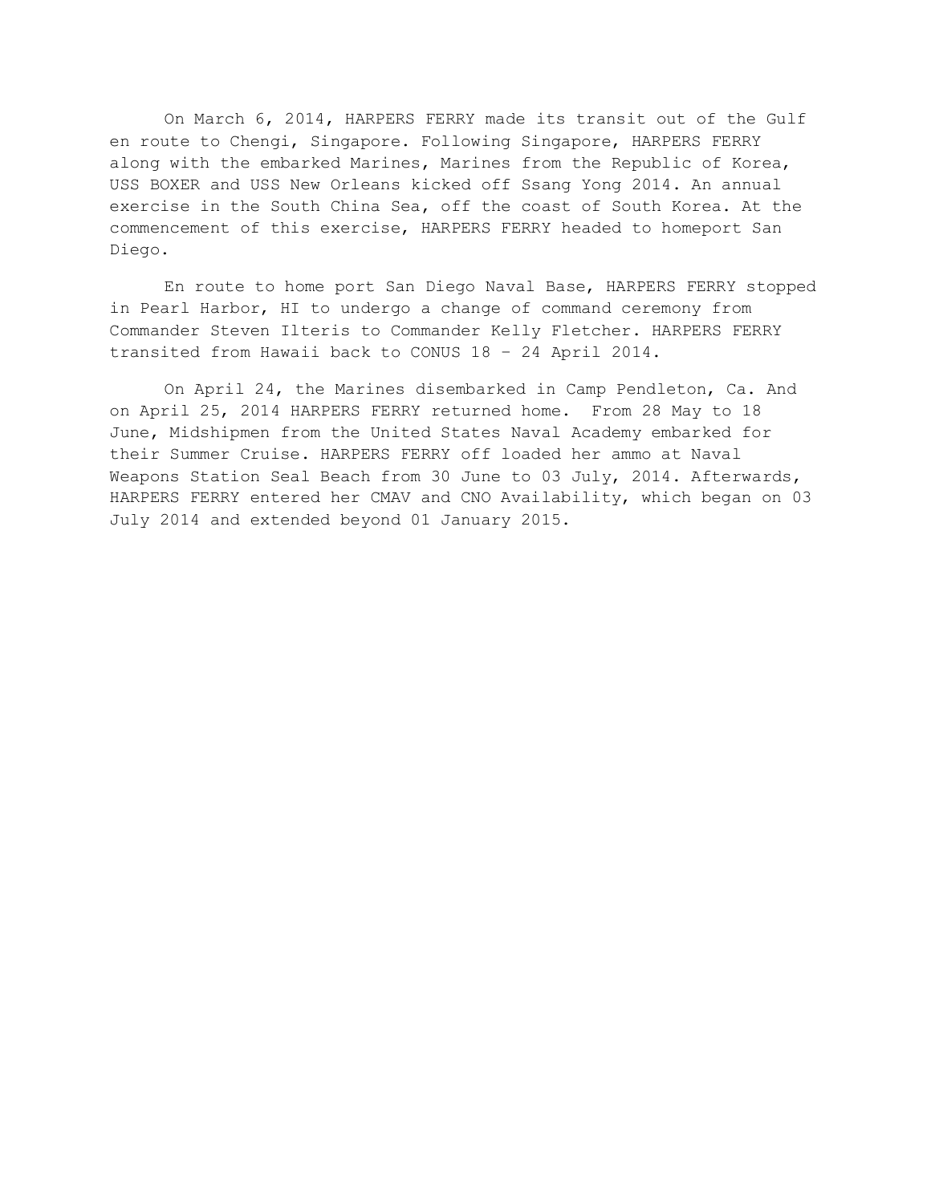On March 6, 2014, HARPERS FERRY made its transit out of the Gulf en route to Chengi, Singapore. Following Singapore, HARPERS FERRY along with the embarked Marines, Marines from the Republic of Korea, USS BOXER and USS New Orleans kicked off Ssang Yong 2014. An annual exercise in the South China Sea, off the coast of South Korea. At the commencement of this exercise, HARPERS FERRY headed to homeport San Diego.

En route to home port San Diego Naval Base, HARPERS FERRY stopped in Pearl Harbor, HI to undergo a change of command ceremony from Commander Steven Ilteris to Commander Kelly Fletcher. HARPERS FERRY transited from Hawaii back to CONUS 18 – 24 April 2014.

On April 24, the Marines disembarked in Camp Pendleton, Ca. And on April 25, 2014 HARPERS FERRY returned home. From 28 May to 18 June, Midshipmen from the United States Naval Academy embarked for their Summer Cruise. HARPERS FERRY off loaded her ammo at Naval Weapons Station Seal Beach from 30 June to 03 July, 2014. Afterwards, HARPERS FERRY entered her CMAV and CNO Availability, which began on 03 July 2014 and extended beyond 01 January 2015.